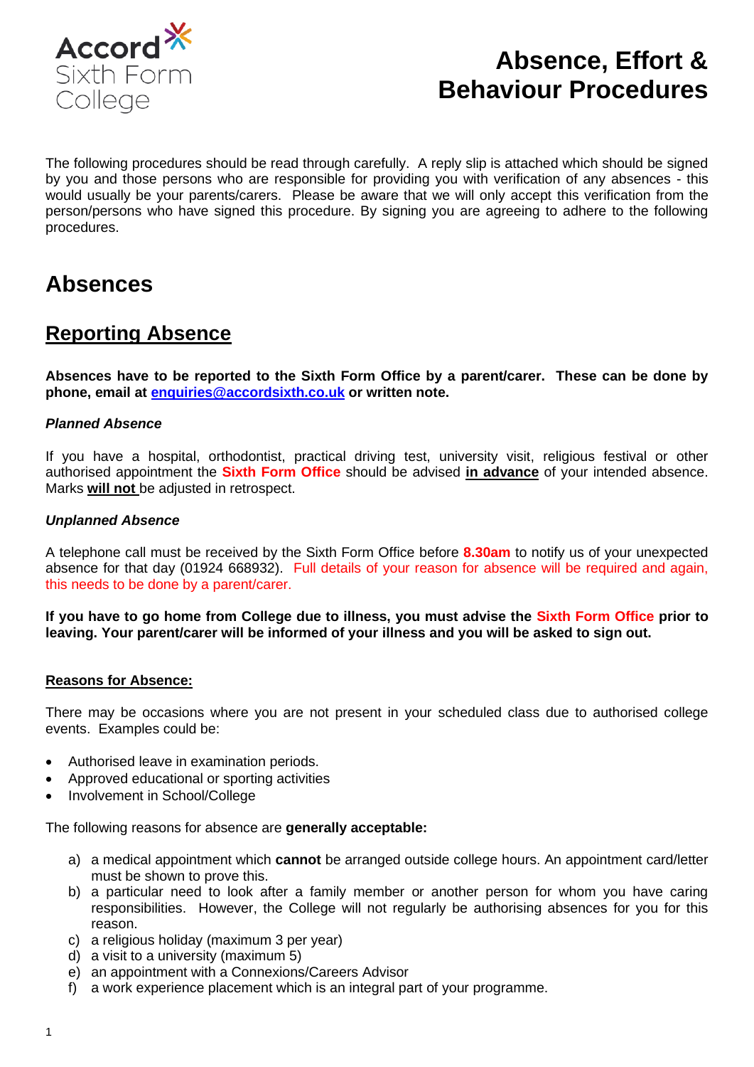Accord Sixth Form College

# Absence, Effort & Behaviour Procedures

The following procedures should be read through carefully. A reply slip is attached which should be signed by you and those persons who are responsible for providing you with verification of any absences - this would usually be your parents/carers. Please be aware that we will only accept this verification from the person/persons who have signed this procedure. By signing you are agreeing to adhere to the following procedures.

# Absences

## Reporting Absence

**Absences have to be reported to the Sixth Form Office by a parent/carer. These can be done by phone, email at enquiries@accordsixth.co.uk or written note.**

### *Planned Absence*

If you have a hospital, orthodontist, practical driving test, university visit, religious festival or other authorised appointment the **Sixth Form Office** should be advised **in advance** of your intended absence. Marks **will not** be adjusted in retrospect.

### *Unplanned Absence*

A telephone call must be received by the Sixth Form Office before **8.30am** to notify us of your unexpected absence for that day (01924 668932). Full details of your reason for absence will be required and again, this needs to be done by a parent/carer.

**If you have to go home from College due to illness, you must advise the Sixth Form Office prior to leaving. Your parent/carer will be informed of your illness and you will be asked to sign out.**

**Reasons for Absence:**

There may be occasions where you are not present in your scheduled class due to authorised college events. Examples could be:

- Authorised leave in examination periods.
- Approved educational or sporting activities
- Involvement in School/College

The following reasons for absence are **generally acceptable:**

a) a medical appointment which **cannot** be arranged outside college hours. An appointment card/letter must be shown to prove this.
b) a particular need to look after a family member or another person for whom you have caring responsibilities. However, the College will not regularly be authorising absences for you for this reason.
c) a religious holiday (maximum 3 per year)
d) a visit to a university (maximum 5)
e) an appointment with a Connexions/Careers Advisor
f) a work experience placement which is an integral part of your programme.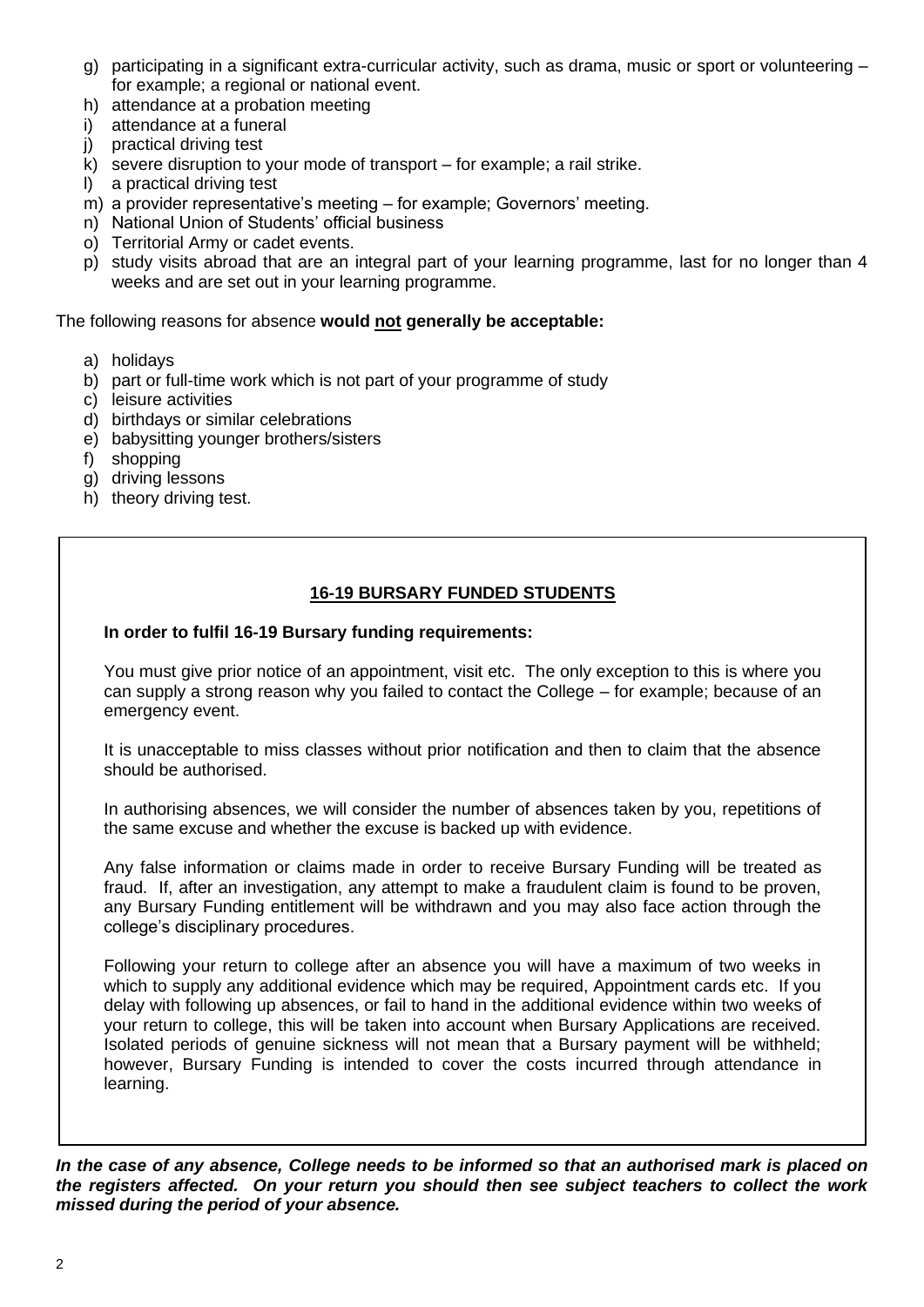g) participating in a significant extra-curricular activity, such as drama, music or sport or volunteering – for example; a regional or national event.
h) attendance at a probation meeting
i) attendance at a funeral
j) practical driving test
k) severe disruption to your mode of transport – for example; a rail strike.
l) a practical driving test
m) a provider representative's meeting – for example; Governors' meeting.
n) National Union of Students' official business
o) Territorial Army or cadet events.
p) study visits abroad that are an integral part of your learning programme, last for no longer than 4 weeks and are set out in your learning programme.

The following reasons for absence **would not generally be acceptable:**

a) holidays
b) part or full-time work which is not part of your programme of study
c) leisure activities
d) birthdays or similar celebrations
e) babysitting younger brothers/sisters
f) shopping
g) driving lessons
h) theory driving test.

## 16-19 BURSARY FUNDED STUDENTS

**In order to fulfil 16-19 Bursary funding requirements:**

You must give prior notice of an appointment, visit etc. The only exception to this is where you can supply a strong reason why you failed to contact the College – for example; because of an emergency event.

It is unacceptable to miss classes without prior notification and then to claim that the absence should be authorised.

In authorising absences, we will consider the number of absences taken by you, repetitions of the same excuse and whether the excuse is backed up with evidence.

Any false information or claims made in order to receive Bursary Funding will be treated as fraud. If, after an investigation, any attempt to make a fraudulent claim is found to be proven, any Bursary Funding entitlement will be withdrawn and you may also face action through the college's disciplinary procedures.

Following your return to college after an absence you will have a maximum of two weeks in which to supply any additional evidence which may be required, Appointment cards etc. If you delay with following up absences, or fail to hand in the additional evidence within two weeks of your return to college, this will be taken into account when Bursary Applications are received. Isolated periods of genuine sickness will not mean that a Bursary payment will be withheld; however, Bursary Funding is intended to cover the costs incurred through attendance in learning.

***In the case of any absence, College needs to be informed so that an authorised mark is placed on the registers affected. On your return you should then see subject teachers to collect the work missed during the period of your absence.***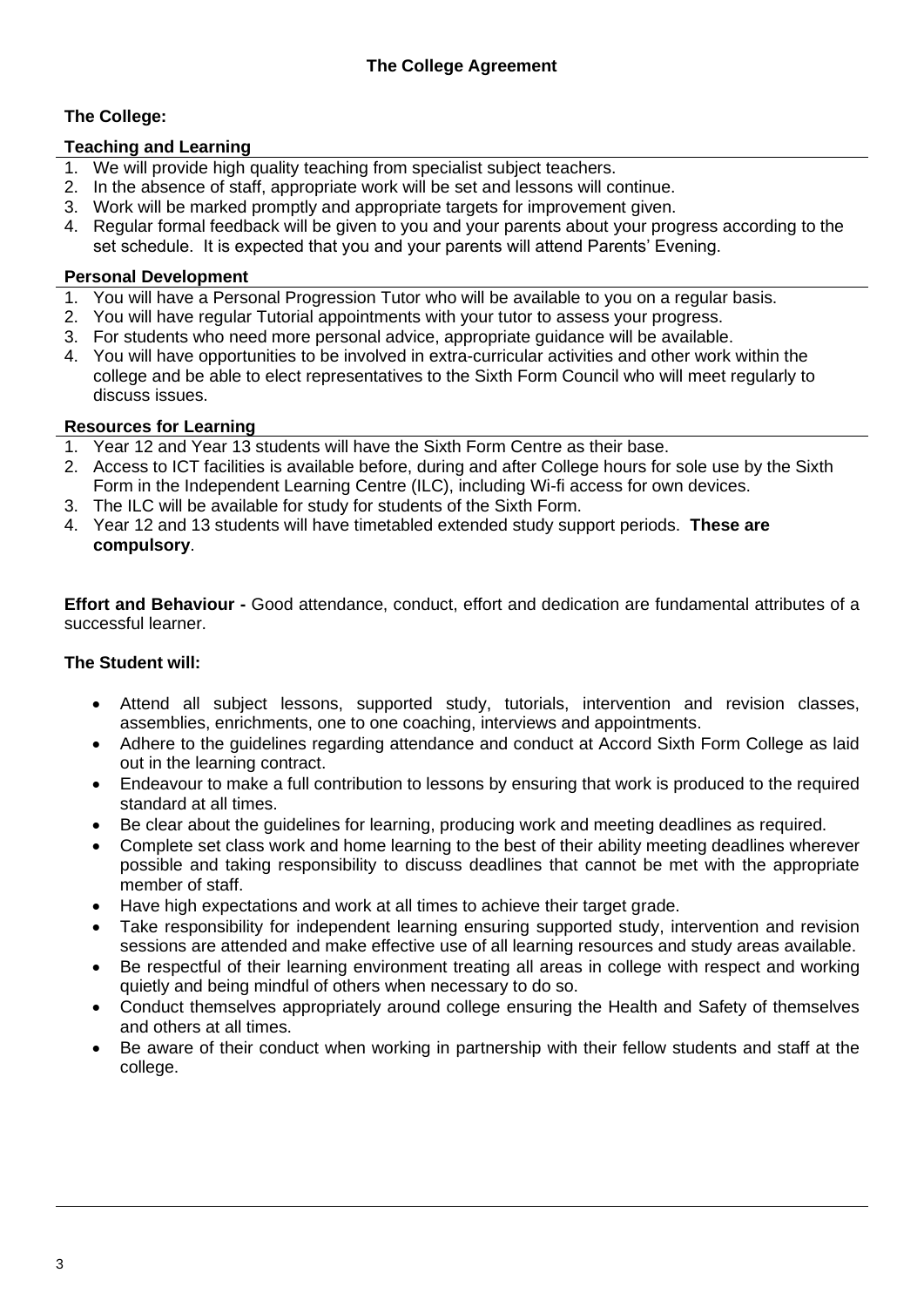# The College Agreement

**The College:**

## Teaching and Learning

1. We will provide high quality teaching from specialist subject teachers.
2. In the absence of staff, appropriate work will be set and lessons will continue.
3. Work will be marked promptly and appropriate targets for improvement given.
4. Regular formal feedback will be given to you and your parents about your progress according to the set schedule. It is expected that you and your parents will attend Parents' Evening.

## Personal Development

1. You will have a Personal Progression Tutor who will be available to you on a regular basis.
2. You will have regular Tutorial appointments with your tutor to assess your progress.
3. For students who need more personal advice, appropriate guidance will be available.
4. You will have opportunities to be involved in extra-curricular activities and other work within the college and be able to elect representatives to the Sixth Form Council who will meet regularly to discuss issues.

## Resources for Learning

1. Year 12 and Year 13 students will have the Sixth Form Centre as their base.
2. Access to ICT facilities is available before, during and after College hours for sole use by the Sixth Form in the Independent Learning Centre (ILC), including Wi-fi access for own devices.
3. The ILC will be available for study for students of the Sixth Form.
4. Year 12 and 13 students will have timetabled extended study support periods. **These are compulsory**.

**Effort and Behaviour -** Good attendance, conduct, effort and dedication are fundamental attributes of a successful learner.

**The Student will:**

- Attend all subject lessons, supported study, tutorials, intervention and revision classes, assemblies, enrichments, one to one coaching, interviews and appointments.
- Adhere to the guidelines regarding attendance and conduct at Accord Sixth Form College as laid out in the learning contract.
- Endeavour to make a full contribution to lessons by ensuring that work is produced to the required standard at all times.
- Be clear about the guidelines for learning, producing work and meeting deadlines as required.
- Complete set class work and home learning to the best of their ability meeting deadlines wherever possible and taking responsibility to discuss deadlines that cannot be met with the appropriate member of staff.
- Have high expectations and work at all times to achieve their target grade.
- Take responsibility for independent learning ensuring supported study, intervention and revision sessions are attended and make effective use of all learning resources and study areas available.
- Be respectful of their learning environment treating all areas in college with respect and working quietly and being mindful of others when necessary to do so.
- Conduct themselves appropriately around college ensuring the Health and Safety of themselves and others at all times.
- Be aware of their conduct when working in partnership with their fellow students and staff at the college.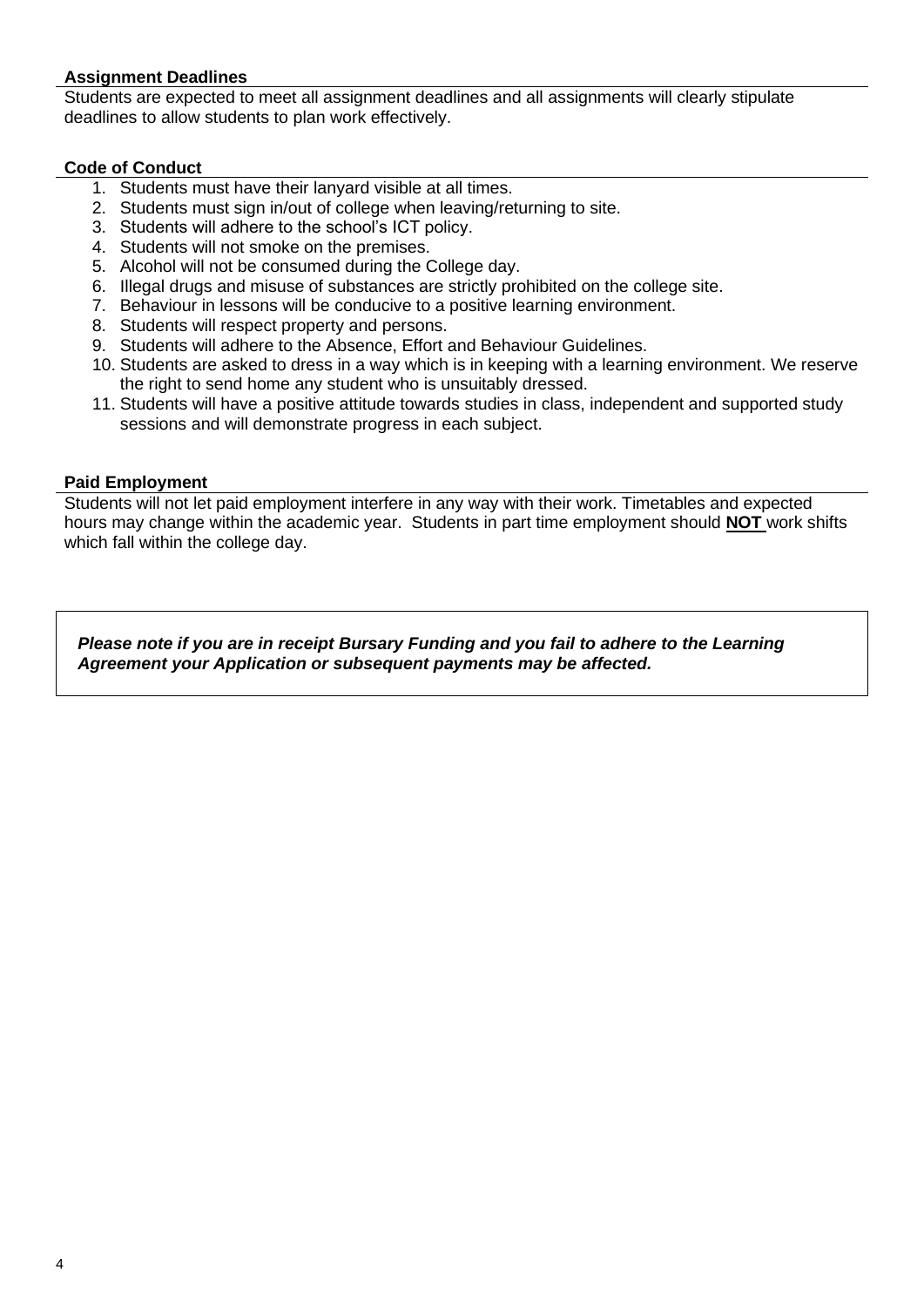**Assignment Deadlines**

Students are expected to meet all assignment deadlines and all assignments will clearly stipulate deadlines to allow students to plan work effectively.

**Code of Conduct**

1. Students must have their lanyard visible at all times.
2. Students must sign in/out of college when leaving/returning to site.
3. Students will adhere to the school's ICT policy.
4. Students will not smoke on the premises.
5. Alcohol will not be consumed during the College day.
6. Illegal drugs and misuse of substances are strictly prohibited on the college site.
7. Behaviour in lessons will be conducive to a positive learning environment.
8. Students will respect property and persons.
9. Students will adhere to the Absence, Effort and Behaviour Guidelines.
10. Students are asked to dress in a way which is in keeping with a learning environment. We reserve the right to send home any student who is unsuitably dressed.
11. Students will have a positive attitude towards studies in class, independent and supported study sessions and will demonstrate progress in each subject.

**Paid Employment**

Students will not let paid employment interfere in any way with their work. Timetables and expected hours may change within the academic year. Students in part time employment should **NOT** work shifts which fall within the college day.

***Please note if you are in receipt Bursary Funding and you fail to adhere to the Learning Agreement your Application or subsequent payments may be affected.***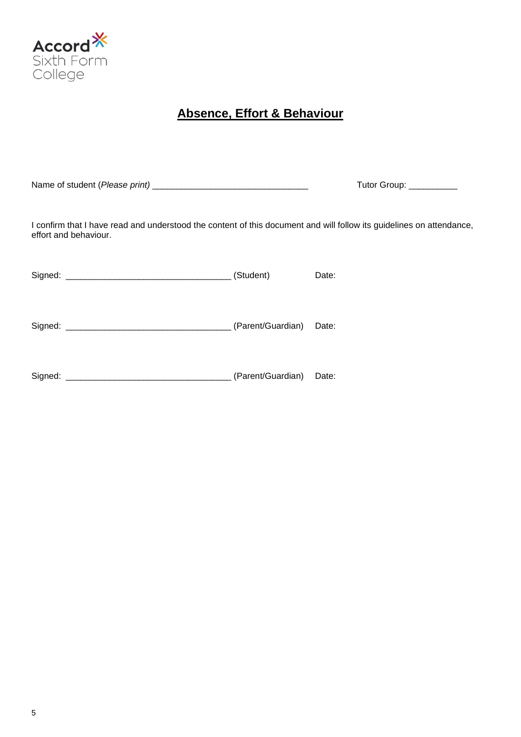Accord Sixth Form College

# Absence, Effort & Behaviour

Name of student (*Please print*) ________________________________ Tutor Group: __________

I confirm that I have read and understood the content of this document and will follow its guidelines on attendance, effort and behaviour.

Signed: __________________________________ (Student) Date:

Signed: __________________________________ (Parent/Guardian) Date:

Signed: __________________________________ (Parent/Guardian) Date: